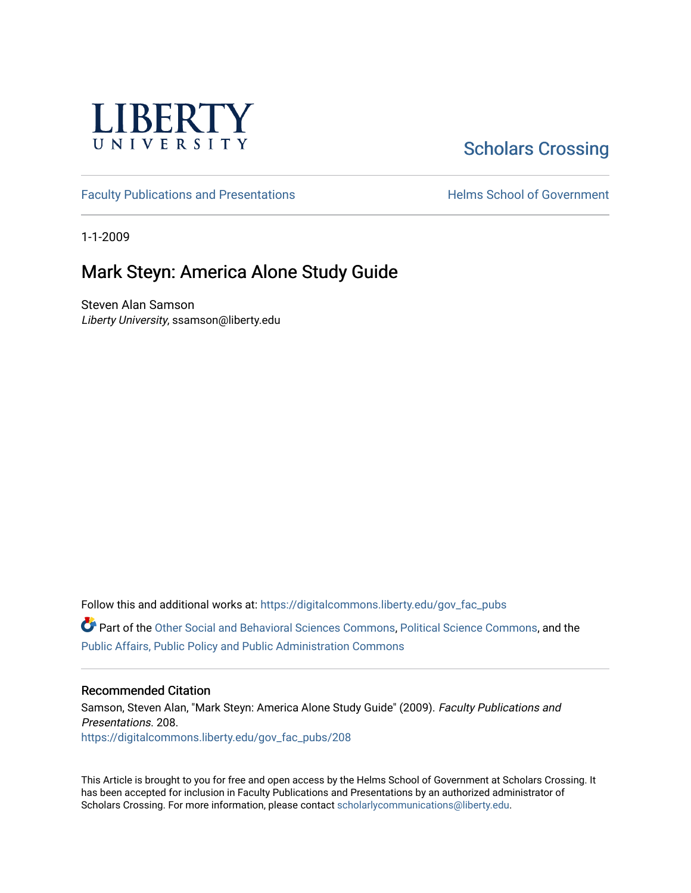LIBERTY UNIVERSITY

Scholars Crossing

Faculty Publications and Presentations

Helms School of Government

1-1-2009

# Mark Steyn: America Alone Study Guide

Steven Alan Samson
*Liberty University*, ssamson@liberty.edu

Follow this and additional works at: https://digitalcommons.liberty.edu/gov_fac_pubs

Part of the Other Social and Behavioral Sciences Commons, Political Science Commons, and the Public Affairs, Public Policy and Public Administration Commons

## Recommended Citation

Samson, Steven Alan, "Mark Steyn: America Alone Study Guide" (2009). *Faculty Publications and Presentations*. 208.
https://digitalcommons.liberty.edu/gov_fac_pubs/208

This Article is brought to you for free and open access by the Helms School of Government at Scholars Crossing. It has been accepted for inclusion in Faculty Publications and Presentations by an authorized administrator of Scholars Crossing. For more information, please contact scholarlycommunications@liberty.edu.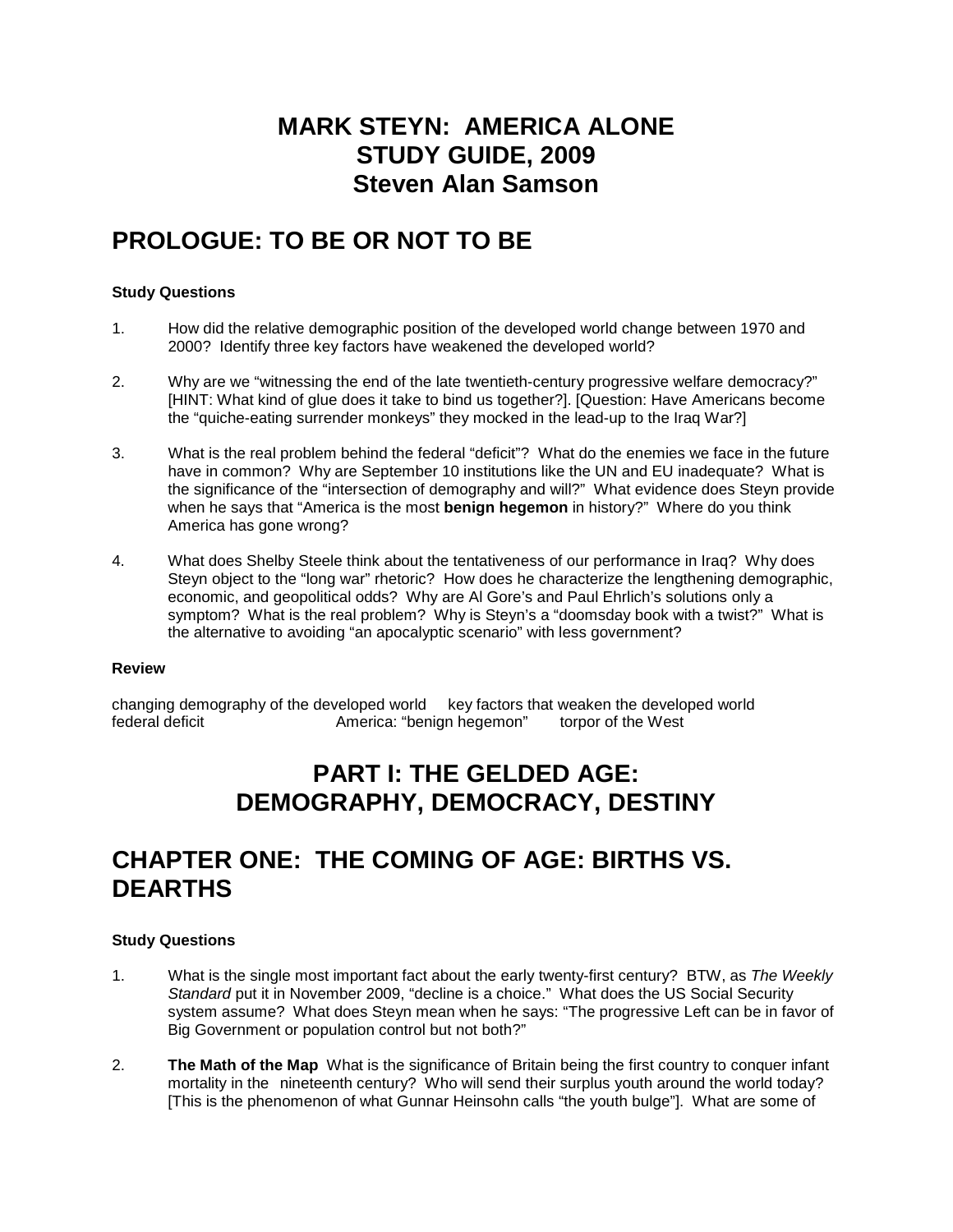# MARK STEYN: AMERICA ALONE
# STUDY GUIDE, 2009
# Steven Alan Samson

## PROLOGUE: TO BE OR NOT TO BE

**Study Questions**

1. How did the relative demographic position of the developed world change between 1970 and 2000? Identify three key factors have weakened the developed world?

2. Why are we "witnessing the end of the late twentieth-century progressive welfare democracy?" [HINT: What kind of glue does it take to bind us together?]. [Question: Have Americans become the "quiche-eating surrender monkeys" they mocked in the lead-up to the Iraq War?]

3. What is the real problem behind the federal "deficit"? What do the enemies we face in the future have in common? Why are September 10 institutions like the UN and EU inadequate? What is the significance of the "intersection of demography and will?" What evidence does Steyn provide when he says that "America is the most **benign hegemon** in history?" Where do you think America has gone wrong?

4. What does Shelby Steele think about the tentativeness of our performance in Iraq? Why does Steyn object to the "long war" rhetoric? How does he characterize the lengthening demographic, economic, and geopolitical odds? Why are Al Gore's and Paul Ehrlich's solutions only a symptom? What is the real problem? Why is Steyn's a "doomsday book with a twist?" What is the alternative to avoiding "an apocalyptic scenario" with less government?

**Review**

changing demography of the developed world     key factors that weaken the developed world
federal deficit     America: "benign hegemon"     torpor of the West

# PART I: THE GELDED AGE: DEMOGRAPHY, DEMOCRACY, DESTINY

## CHAPTER ONE: THE COMING OF AGE: BIRTHS VS. DEARTHS

**Study Questions**

1. What is the single most important fact about the early twenty-first century? BTW, as *The Weekly Standard* put it in November 2009, "decline is a choice." What does the US Social Security system assume? What does Steyn mean when he says: "The progressive Left can be in favor of Big Government or population control but not both?"

2. **The Math of the Map** What is the significance of Britain being the first country to conquer infant mortality in the nineteenth century? Who will send their surplus youth around the world today? [This is the phenomenon of what Gunnar Heinsohn calls "the youth bulge"]. What are some of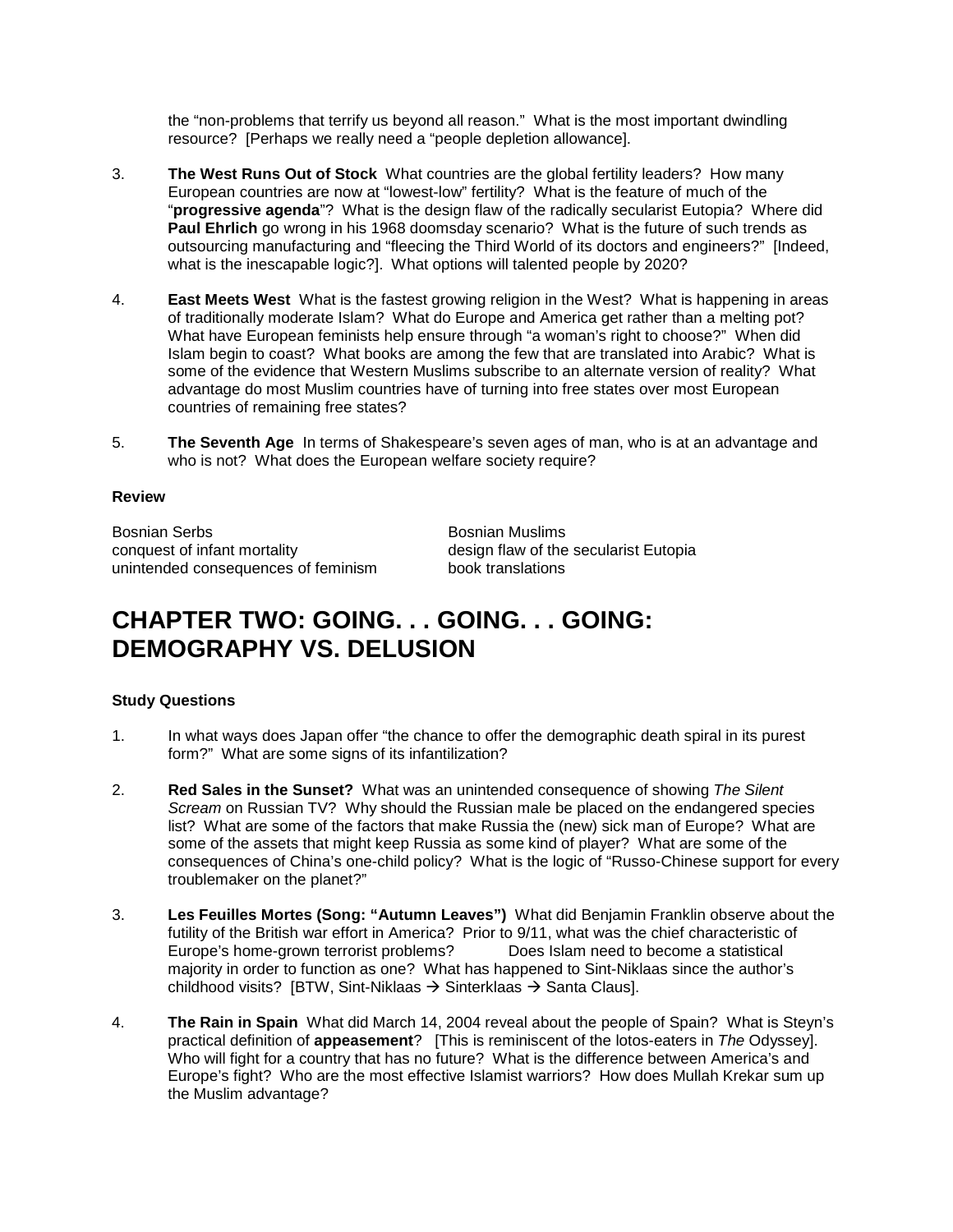the "non-problems that terrify us beyond all reason." What is the most important dwindling resource? [Perhaps we really need a "people depletion allowance].

3. **The West Runs Out of Stock** What countries are the global fertility leaders? How many European countries are now at "lowest-low" fertility? What is the feature of much of the "**progressive agenda**"? What is the design flaw of the radically secularist Eutopia? Where did **Paul Ehrlich** go wrong in his 1968 doomsday scenario? What is the future of such trends as outsourcing manufacturing and "fleecing the Third World of its doctors and engineers?" [Indeed, what is the inescapable logic?]. What options will talented people by 2020?

4. **East Meets West** What is the fastest growing religion in the West? What is happening in areas of traditionally moderate Islam? What do Europe and America get rather than a melting pot? What have European feminists help ensure through "a woman's right to choose?" When did Islam begin to coast? What books are among the few that are translated into Arabic? What is some of the evidence that Western Muslims subscribe to an alternate version of reality? What advantage do most Muslim countries have of turning into free states over most European countries of remaining free states?

5. **The Seventh Age** In terms of Shakespeare's seven ages of man, who is at an advantage and who is not? What does the European welfare society require?

**Review**

Bosnian Serbs
Bosnian Muslims
conquest of infant mortality
design flaw of the secularist Eutopia
unintended consequences of feminism
book translations

# CHAPTER TWO: GOING. . . GOING. . . GOING: DEMOGRAPHY VS. DELUSION

**Study Questions**

1. In what ways does Japan offer "the chance to offer the demographic death spiral in its purest form?" What are some signs of its infantilization?

2. **Red Sales in the Sunset?** What was an unintended consequence of showing *The Silent Scream* on Russian TV? Why should the Russian male be placed on the endangered species list? What are some of the factors that make Russia the (new) sick man of Europe? What are some of the assets that might keep Russia as some kind of player? What are some of the consequences of China's one-child policy? What is the logic of "Russo-Chinese support for every troublemaker on the planet?"

3. **Les Feuilles Mortes (Song: "Autumn Leaves")** What did Benjamin Franklin observe about the futility of the British war effort in America? Prior to 9/11, what was the chief characteristic of Europe's home-grown terrorist problems? Does Islam need to become a statistical majority in order to function as one? What has happened to Sint-Niklaas since the author's childhood visits? [BTW, Sint-Niklaas → Sinterklaas → Santa Claus].

4. **The Rain in Spain** What did March 14, 2004 reveal about the people of Spain? What is Steyn's practical definition of **appeasement**? [This is reminiscent of the lotos-eaters in *The* Odyssey]. Who will fight for a country that has no future? What is the difference between America's and Europe's fight? Who are the most effective Islamist warriors? How does Mullah Krekar sum up the Muslim advantage?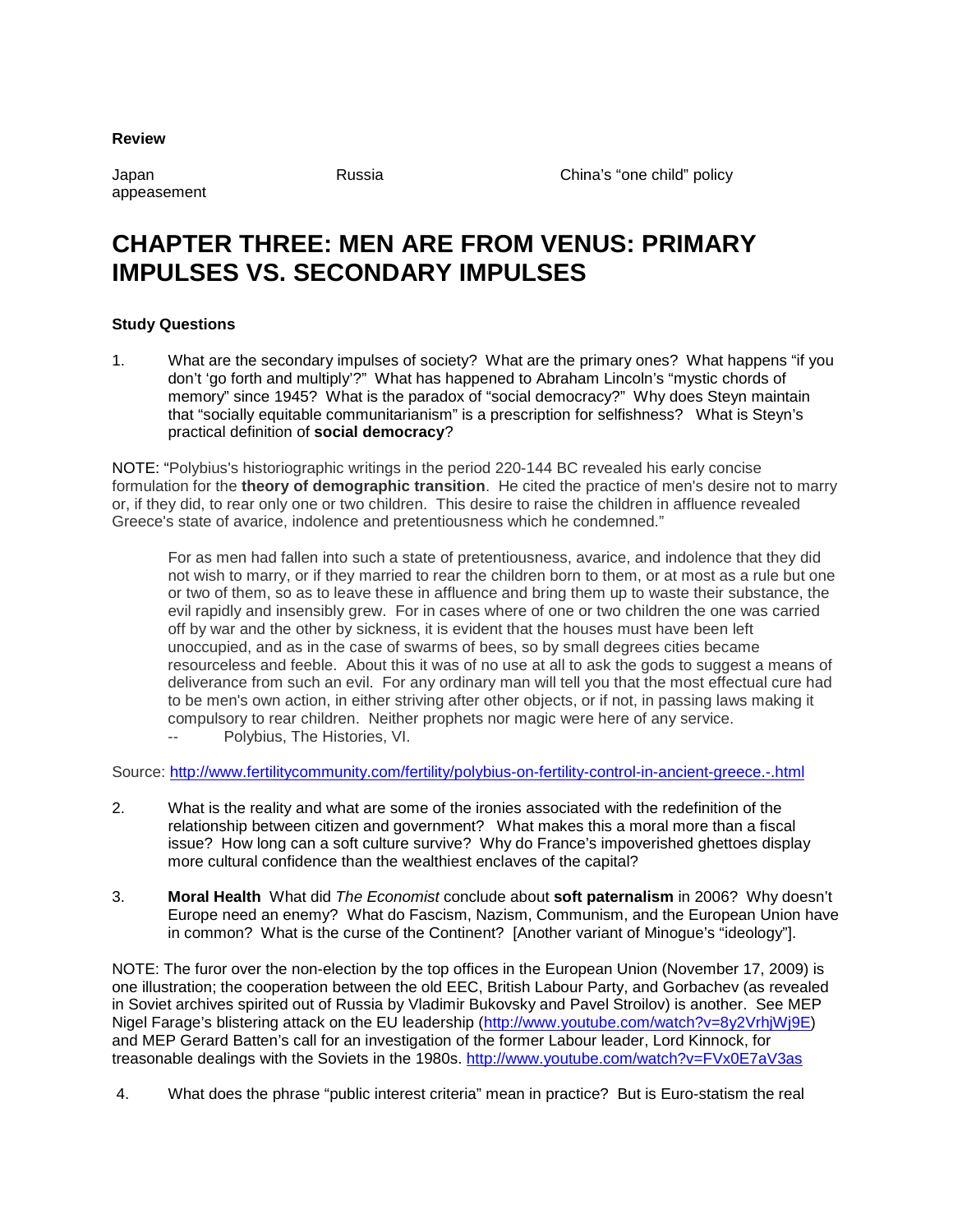**Review**

Japan Russia China's "one child" policy appeasement

# CHAPTER THREE: MEN ARE FROM VENUS: PRIMARY IMPULSES VS. SECONDARY IMPULSES

**Study Questions**

1. What are the secondary impulses of society? What are the primary ones? What happens "if you don't 'go forth and multiply'?" What has happened to Abraham Lincoln's "mystic chords of memory" since 1945? What is the paradox of "social democracy?" Why does Steyn maintain that "socially equitable communitarianism" is a prescription for selfishness? What is Steyn's practical definition of **social democracy**?

NOTE: "Polybius's historiographic writings in the period 220-144 BC revealed his early concise formulation for the **theory of demographic transition**. He cited the practice of men's desire not to marry or, if they did, to rear only one or two children. This desire to raise the children in affluence revealed Greece's state of avarice, indolence and pretentiousness which he condemned."

> For as men had fallen into such a state of pretentiousness, avarice, and indolence that they did not wish to marry, or if they married to rear the children born to them, or at most as a rule but one or two of them, so as to leave these in affluence and bring them up to waste their substance, the evil rapidly and insensibly grew. For in cases where of one or two children the one was carried off by war and the other by sickness, it is evident that the houses must have been left unoccupied, and as in the case of swarms of bees, so by small degrees cities became resourceless and feeble. About this it was of no use at all to ask the gods to suggest a means of deliverance from such an evil. For any ordinary man will tell you that the most effectual cure had to be men's own action, in either striving after other objects, or if not, in passing laws making it compulsory to rear children. Neither prophets nor magic were here of any service.
> -- Polybius, The Histories, VI.

Source: http://www.fertilitycommunity.com/fertility/polybius-on-fertility-control-in-ancient-greece.-.html

2. What is the reality and what are some of the ironies associated with the redefinition of the relationship between citizen and government? What makes this a moral more than a fiscal issue? How long can a soft culture survive? Why do France's impoverished ghettoes display more cultural confidence than the wealthiest enclaves of the capital?

3. **Moral Health** What did *The Economist* conclude about **soft paternalism** in 2006? Why doesn't Europe need an enemy? What do Fascism, Nazism, Communism, and the European Union have in common? What is the curse of the Continent? [Another variant of Minogue's "ideology"].

NOTE: The furor over the non-election by the top offices in the European Union (November 17, 2009) is one illustration; the cooperation between the old EEC, British Labour Party, and Gorbachev (as revealed in Soviet archives spirited out of Russia by Vladimir Bukovsky and Pavel Stroilov) is another. See MEP Nigel Farage's blistering attack on the EU leadership (http://www.youtube.com/watch?v=8y2VrhjWj9E) and MEP Gerard Batten's call for an investigation of the former Labour leader, Lord Kinnock, for treasonable dealings with the Soviets in the 1980s. http://www.youtube.com/watch?v=FVx0E7aV3as

4. What does the phrase "public interest criteria" mean in practice? But is Euro-statism the real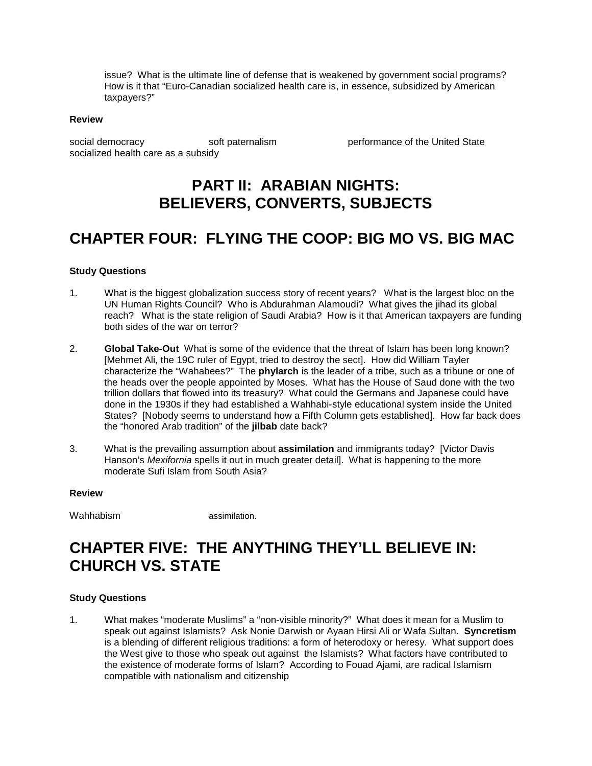issue? What is the ultimate line of defense that is weakened by government social programs? How is it that "Euro-Canadian socialized health care is, in essence, subsidized by American taxpayers?"

**Review**

social democracy soft paternalism performance of the United State
socialized health care as a subsidy

# PART II: ARABIAN NIGHTS: BELIEVERS, CONVERTS, SUBJECTS

## CHAPTER FOUR: FLYING THE COOP: BIG MO VS. BIG MAC

**Study Questions**

1. What is the biggest globalization success story of recent years? What is the largest bloc on the UN Human Rights Council? Who is Abdurahman Alamoudi? What gives the jihad its global reach? What is the state religion of Saudi Arabia? How is it that American taxpayers are funding both sides of the war on terror?

2. **Global Take-Out** What is some of the evidence that the threat of Islam has been long known? [Mehmet Ali, the 19C ruler of Egypt, tried to destroy the sect]. How did William Tayler characterize the "Wahabees?" The **phylarch** is the leader of a tribe, such as a tribune or one of the heads over the people appointed by Moses. What has the House of Saud done with the two trillion dollars that flowed into its treasury? What could the Germans and Japanese could have done in the 1930s if they had established a Wahhabi-style educational system inside the United States? [Nobody seems to understand how a Fifth Column gets established]. How far back does the "honored Arab tradition" of the **jilbab** date back?

3. What is the prevailing assumption about **assimilation** and immigrants today? [Victor Davis Hanson's *Mexifornia* spells it out in much greater detail]. What is happening to the more moderate Sufi Islam from South Asia?

**Review**

Wahhabism assimilation.

## CHAPTER FIVE: THE ANYTHING THEY'LL BELIEVE IN: CHURCH VS. STATE

**Study Questions**

1. What makes "moderate Muslims" a "non-visible minority?" What does it mean for a Muslim to speak out against Islamists? Ask Nonie Darwish or Ayaan Hirsi Ali or Wafa Sultan. **Syncretism** is a blending of different religious traditions: a form of heterodoxy or heresy. What support does the West give to those who speak out against the Islamists? What factors have contributed to the existence of moderate forms of Islam? According to Fouad Ajami, are radical Islamism compatible with nationalism and citizenship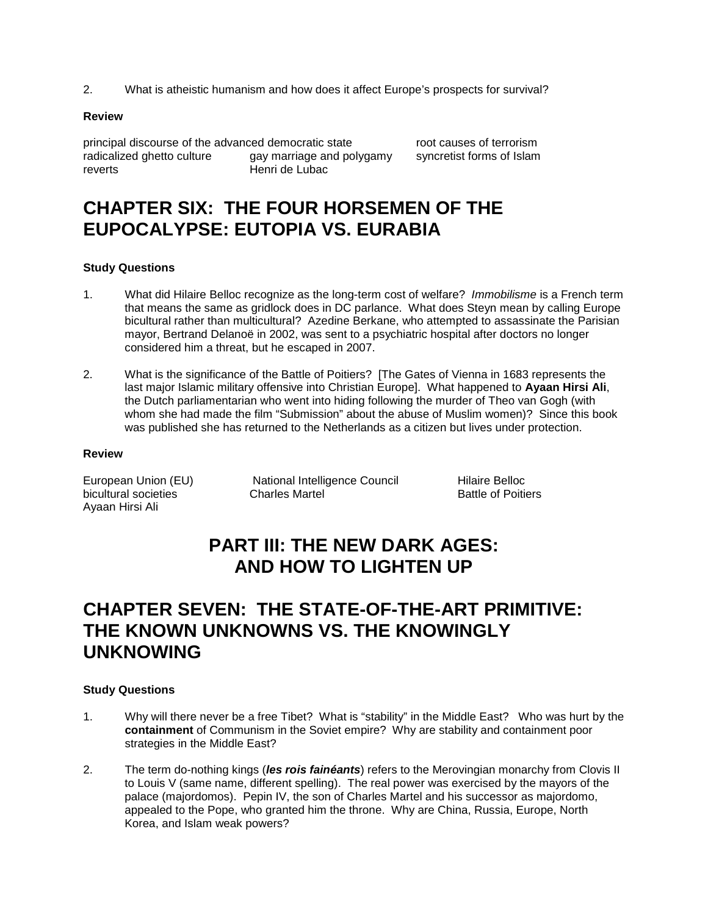2. What is atheistic humanism and how does it affect Europe's prospects for survival?

**Review**

principal discourse of the advanced democratic state
root causes of terrorism
radicalized ghetto culture
gay marriage and polygamy
syncretist forms of Islam
reverts
Henri de Lubac

# CHAPTER SIX: THE FOUR HORSEMEN OF THE EUPOCALYPSE: EUTOPIA VS. EURABIA

**Study Questions**

1. What did Hilaire Belloc recognize as the long-term cost of welfare? *Immobilisme* is a French term that means the same as gridlock does in DC parlance. What does Steyn mean by calling Europe bicultural rather than multicultural? Azedine Berkane, who attempted to assassinate the Parisian mayor, Bertrand Delanoë in 2002, was sent to a psychiatric hospital after doctors no longer considered him a threat, but he escaped in 2007.

2. What is the significance of the Battle of Poitiers? [The Gates of Vienna in 1683 represents the last major Islamic military offensive into Christian Europe]. What happened to **Ayaan Hirsi Ali**, the Dutch parliamentarian who went into hiding following the murder of Theo van Gogh (with whom she had made the film "Submission" about the abuse of Muslim women)? Since this book was published she has returned to the Netherlands as a citizen but lives under protection.

**Review**

European Union (EU)
National Intelligence Council
Hilaire Belloc
bicultural societies
Charles Martel
Battle of Poitiers
Ayaan Hirsi Ali

# PART III: THE NEW DARK AGES: AND HOW TO LIGHTEN UP

# CHAPTER SEVEN: THE STATE-OF-THE-ART PRIMITIVE: THE KNOWN UNKNOWNS VS. THE KNOWINGLY UNKNOWING

**Study Questions**

1. Why will there never be a free Tibet? What is "stability" in the Middle East? Who was hurt by the **containment** of Communism in the Soviet empire? Why are stability and containment poor strategies in the Middle East?

2. The term do-nothing kings (***les rois fainéants***) refers to the Merovingian monarchy from Clovis II to Louis V (same name, different spelling). The real power was exercised by the mayors of the palace (majordomos). Pepin IV, the son of Charles Martel and his successor as majordomo, appealed to the Pope, who granted him the throne. Why are China, Russia, Europe, North Korea, and Islam weak powers?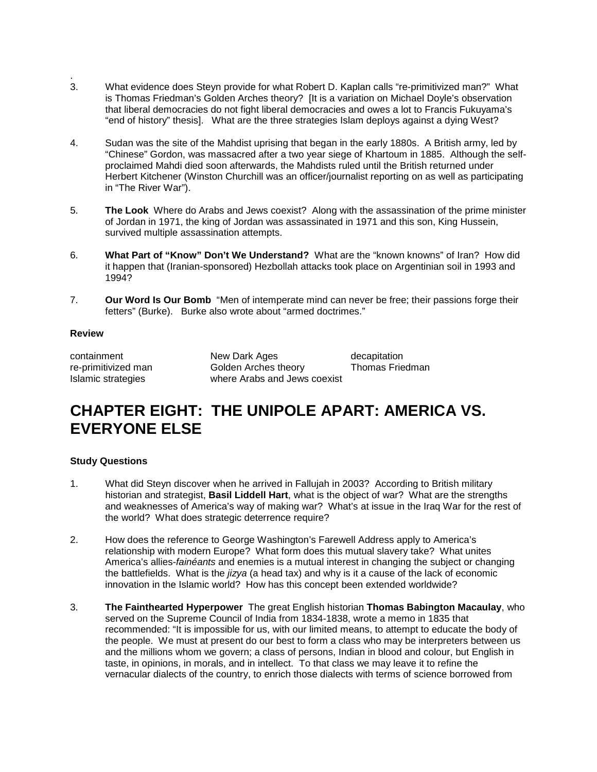.

3. What evidence does Steyn provide for what Robert D. Kaplan calls "re-primitivized man?" What is Thomas Friedman's Golden Arches theory? [It is a variation on Michael Doyle's observation that liberal democracies do not fight liberal democracies and owes a lot to Francis Fukuyama's "end of history" thesis]. What are the three strategies Islam deploys against a dying West?

4. Sudan was the site of the Mahdist uprising that began in the early 1880s. A British army, led by "Chinese" Gordon, was massacred after a two year siege of Khartoum in 1885. Although the self-proclaimed Mahdi died soon afterwards, the Mahdists ruled until the British returned under Herbert Kitchener (Winston Churchill was an officer/journalist reporting on as well as participating in "The River War").

5. **The Look** Where do Arabs and Jews coexist? Along with the assassination of the prime minister of Jordan in 1971, the king of Jordan was assassinated in 1971 and this son, King Hussein, survived multiple assassination attempts.

6. **What Part of "Know" Don't We Understand?** What are the "known knowns" of Iran? How did it happen that (Iranian-sponsored) Hezbollah attacks took place on Argentinian soil in 1993 and 1994?

7. **Our Word Is Our Bomb** "Men of intemperate mind can never be free; their passions forge their fetters" (Burke). Burke also wrote about "armed doctrimes."

**Review**

| | | |
|---|---|---|
| containment | New Dark Ages | decapitation |
| re-primitivized man | Golden Arches theory | Thomas Friedman |
| Islamic strategies | where Arabs and Jews coexist | |

# CHAPTER EIGHT: THE UNIPOLE APART: AMERICA VS. EVERYONE ELSE

**Study Questions**

1. What did Steyn discover when he arrived in Fallujah in 2003? According to British military historian and strategist, **Basil Liddell Hart**, what is the object of war? What are the strengths and weaknesses of America's way of making war? What's at issue in the Iraq War for the rest of the world? What does strategic deterrence require?

2. How does the reference to George Washington's Farewell Address apply to America's relationship with modern Europe? What form does this mutual slavery take? What unites America's allies-*fainéants* and enemies is a mutual interest in changing the subject or changing the battlefields. What is the *jizya* (a head tax) and why is it a cause of the lack of economic innovation in the Islamic world? How has this concept been extended worldwide?

3. **The Fainthearted Hyperpower** The great English historian **Thomas Babington Macaulay**, who served on the Supreme Council of India from 1834-1838, wrote a memo in 1835 that recommended: "It is impossible for us, with our limited means, to attempt to educate the body of the people. We must at present do our best to form a class who may be interpreters between us and the millions whom we govern; a class of persons, Indian in blood and colour, but English in taste, in opinions, in morals, and in intellect. To that class we may leave it to refine the vernacular dialects of the country, to enrich those dialects with terms of science borrowed from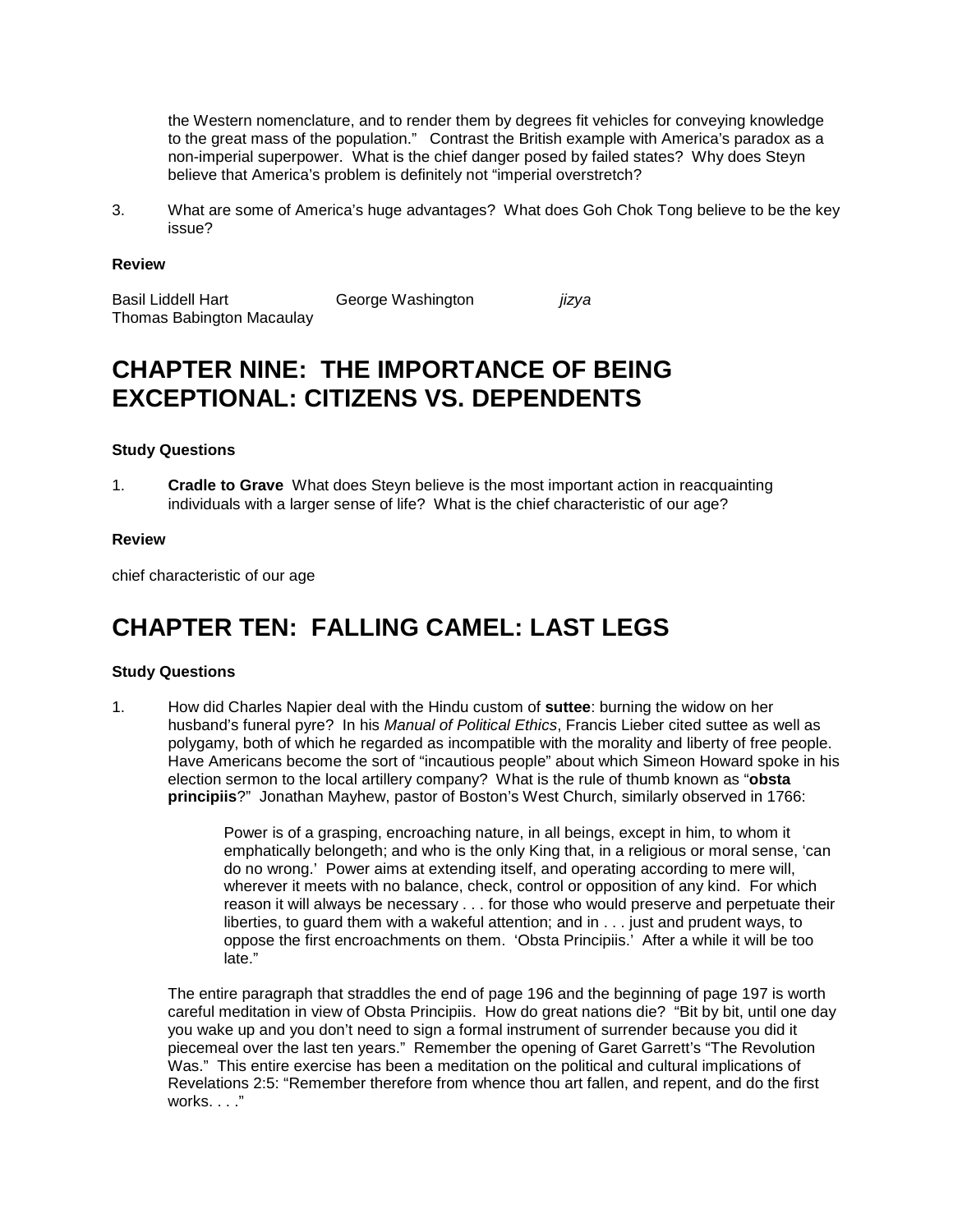the Western nomenclature, and to render them by degrees fit vehicles for conveying knowledge to the great mass of the population." Contrast the British example with America's paradox as a non-imperial superpower. What is the chief danger posed by failed states? Why does Steyn believe that America's problem is definitely not "imperial overstretch?

3. What are some of America's huge advantages? What does Goh Chok Tong believe to be the key issue?

**Review**

Basil Liddell Hart  
George Washington  
*jizya*  
Thomas Babington Macaulay

# CHAPTER NINE: THE IMPORTANCE OF BEING EXCEPTIONAL: CITIZENS VS. DEPENDENTS

**Study Questions**

1. **Cradle to Grave** What does Steyn believe is the most important action in reacquainting individuals with a larger sense of life? What is the chief characteristic of our age?

**Review**

chief characteristic of our age

# CHAPTER TEN: FALLING CAMEL: LAST LEGS

**Study Questions**

1. How did Charles Napier deal with the Hindu custom of **suttee**: burning the widow on her husband's funeral pyre? In his *Manual of Political Ethics*, Francis Lieber cited suttee as well as polygamy, both of which he regarded as incompatible with the morality and liberty of free people. Have Americans become the sort of "incautious people" about which Simeon Howard spoke in his election sermon to the local artillery company? What is the rule of thumb known as "**obsta principiis**?" Jonathan Mayhew, pastor of Boston's West Church, similarly observed in 1766:

   > Power is of a grasping, encroaching nature, in all beings, except in him, to whom it emphatically belongeth; and who is the only King that, in a religious or moral sense, 'can do no wrong.' Power aims at extending itself, and operating according to mere will, wherever it meets with no balance, check, control or opposition of any kind. For which reason it will always be necessary . . . for those who would preserve and perpetuate their liberties, to guard them with a wakeful attention; and in . . . just and prudent ways, to oppose the first encroachments on them. 'Obsta Principiis.' After a while it will be too late."

   The entire paragraph that straddles the end of page 196 and the beginning of page 197 is worth careful meditation in view of Obsta Principiis. How do great nations die? "Bit by bit, until one day you wake up and you don't need to sign a formal instrument of surrender because you did it piecemeal over the last ten years." Remember the opening of Garet Garrett's "The Revolution Was." This entire exercise has been a meditation on the political and cultural implications of Revelations 2:5: "Remember therefore from whence thou art fallen, and repent, and do the first works. . . ."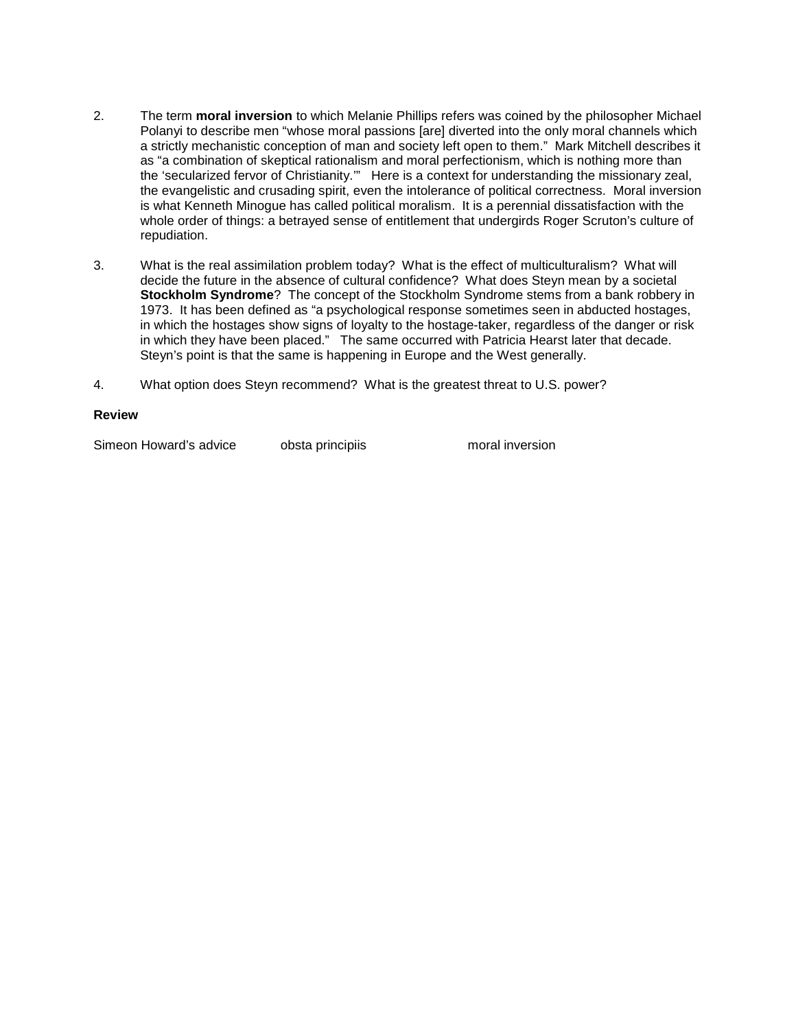2. The term **moral inversion** to which Melanie Phillips refers was coined by the philosopher Michael Polanyi to describe men "whose moral passions [are] diverted into the only moral channels which a strictly mechanistic conception of man and society left open to them." Mark Mitchell describes it as "a combination of skeptical rationalism and moral perfectionism, which is nothing more than the 'secularized fervor of Christianity.'" Here is a context for understanding the missionary zeal, the evangelistic and crusading spirit, even the intolerance of political correctness. Moral inversion is what Kenneth Minogue has called political moralism. It is a perennial dissatisfaction with the whole order of things: a betrayed sense of entitlement that undergirds Roger Scruton's culture of repudiation.

3. What is the real assimilation problem today? What is the effect of multiculturalism? What will decide the future in the absence of cultural confidence? What does Steyn mean by a societal **Stockholm Syndrome**? The concept of the Stockholm Syndrome stems from a bank robbery in 1973. It has been defined as "a psychological response sometimes seen in abducted hostages, in which the hostages show signs of loyalty to the hostage-taker, regardless of the danger or risk in which they have been placed." The same occurred with Patricia Hearst later that decade. Steyn's point is that the same is happening in Europe and the West generally.

4. What option does Steyn recommend? What is the greatest threat to U.S. power?

**Review**

Simeon Howard's advice    obsta principiis    moral inversion